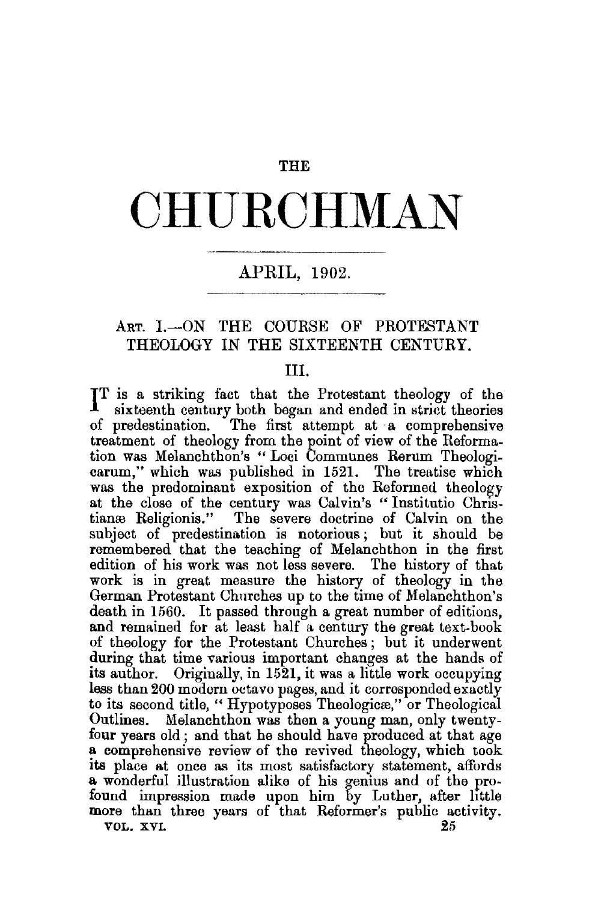THE

# CHURCHMAN

APRIL, 1902.

## ART. I.—ON THE COURSE OF PROTESTANT THEOLOGY IN THE SIXTEENTH CENTURY.

### III.

IT is a striking fact that the Protestant theology of the sixteenth century both began and ended in strict theories of predestination. The first attempt at a comprehensive treatment of theology from the point of view of the Reformation was Melanchthon's "Loci Communes Rerum Theologicarum," which was published in 1521. The treatise which was the predominant exposition of the Reformed theology at the close of the century was Calvin's "Institutio Christianæ Religionis." The severe doctrine of Calvin on the subject of predestination is notorious; but it should be remembered that the teaching of Melanchthon in the first edition of his work was not less severe. The history of that work is in great measure the history of theology in the German Protestant Churches up to the time of Melanchthon's death in 1560. It passed through a great number of editions, and remained for at least half a century the great text-book of theology for the Protestant Churches; but it underwent during that time various important changes at the hands of its author. Originally, in 1521, it was a little work occupying less than 200 modern octavo pages, and it corresponded exactly to its second title, "Hypotyposes Theologicæ," or Theological Outlines. Melanchthon was then a young man, only twenty-four years old; and that he should have produced at that age a comprehensive review of the revived theology, which took its place at once as its most satisfactory statement, affords a wonderful illustration alike of his genius and of the profound impression made upon him by Luther, after little more than three years of that Reformer's public activity.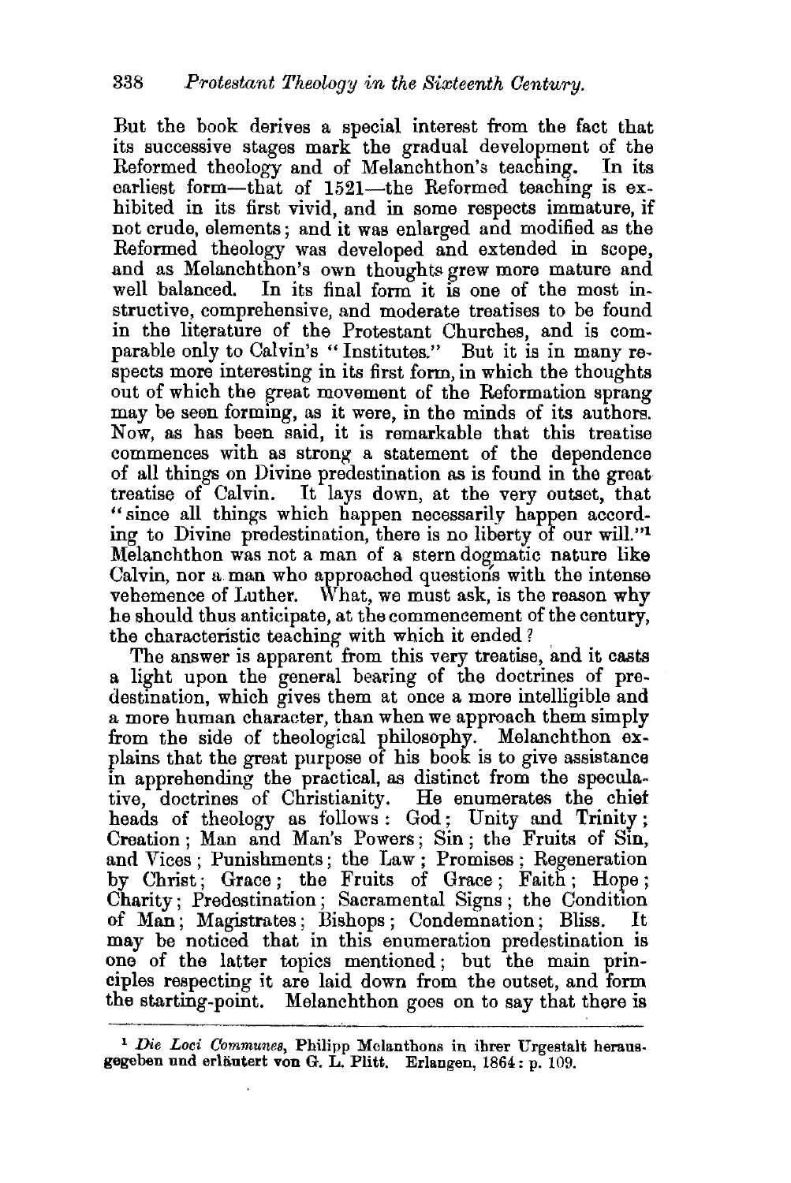But the book derives a special interest from the fact that its successive stages mark the gradual development of the Reformed theology and of Melanchthon's teaching. In its earliest form—that of 1521—the Reformed teaching is exhibited in its first vivid, and in some respects immature, if not crude, elements; and it was enlarged and modified as the Reformed theology was developed and extended in scope, and as Melanchthon's own thoughts grew more mature and well balanced. In its final form it is one of the most instructive, comprehensive, and moderate treatises to be found in the literature of the Protestant Churches, and is comparable only to Calvin's "Institutes." But it is in many respects more interesting in its first form, in which the thoughts out of which the great movement of the Reformation sprang may be seen forming, as it were, in the minds of its authors. Now, as has been said, it is remarkable that this treatise commences with as strong a statement of the dependence of all things on Divine predestination as is found in the great treatise of Calvin. It lays down, at the very outset, that "since all things which happen necessarily happen according to Divine predestination, there is no liberty of our will."[1] Melanchthon was not a man of a stern dogmatic nature like Calvin, nor a man who approached questions with the intense vehemence of Luther. What, we must ask, is the reason why he should thus anticipate, at the commencement of the century, the characteristic teaching with which it ended?

The answer is apparent from this very treatise, and it casts a light upon the general bearing of the doctrines of predestination, which gives them at once a more intelligible and a more human character, than when we approach them simply from the side of theological philosophy. Melanchthon explains that the great purpose of his book is to give assistance in apprehending the practical, as distinct from the speculative, doctrines of Christianity. He enumerates the chief heads of theology as follows: God; Unity and Trinity; Creation; Man and Man's Powers; Sin; the Fruits of Sin, and Vices; Punishments; the Law; Promises; Regeneration by Christ; Grace; the Fruits of Grace; Faith; Hope; Charity; Predestination; Sacramental Signs; the Condition of Man; Magistrates; Bishops; Condemnation; Bliss. It may be noticed that in this enumeration predestination is one of the latter topics mentioned; but the main principles respecting it are laid down from the outset, and form the starting-point. Melanchthon goes on to say that there is

---

[1] *Die Loci Communes*, Philipp Melanthons in ihrer Urgestalt herausgegeben und erläutert von G. L. Plitt. Erlangen, 1864: p. 109.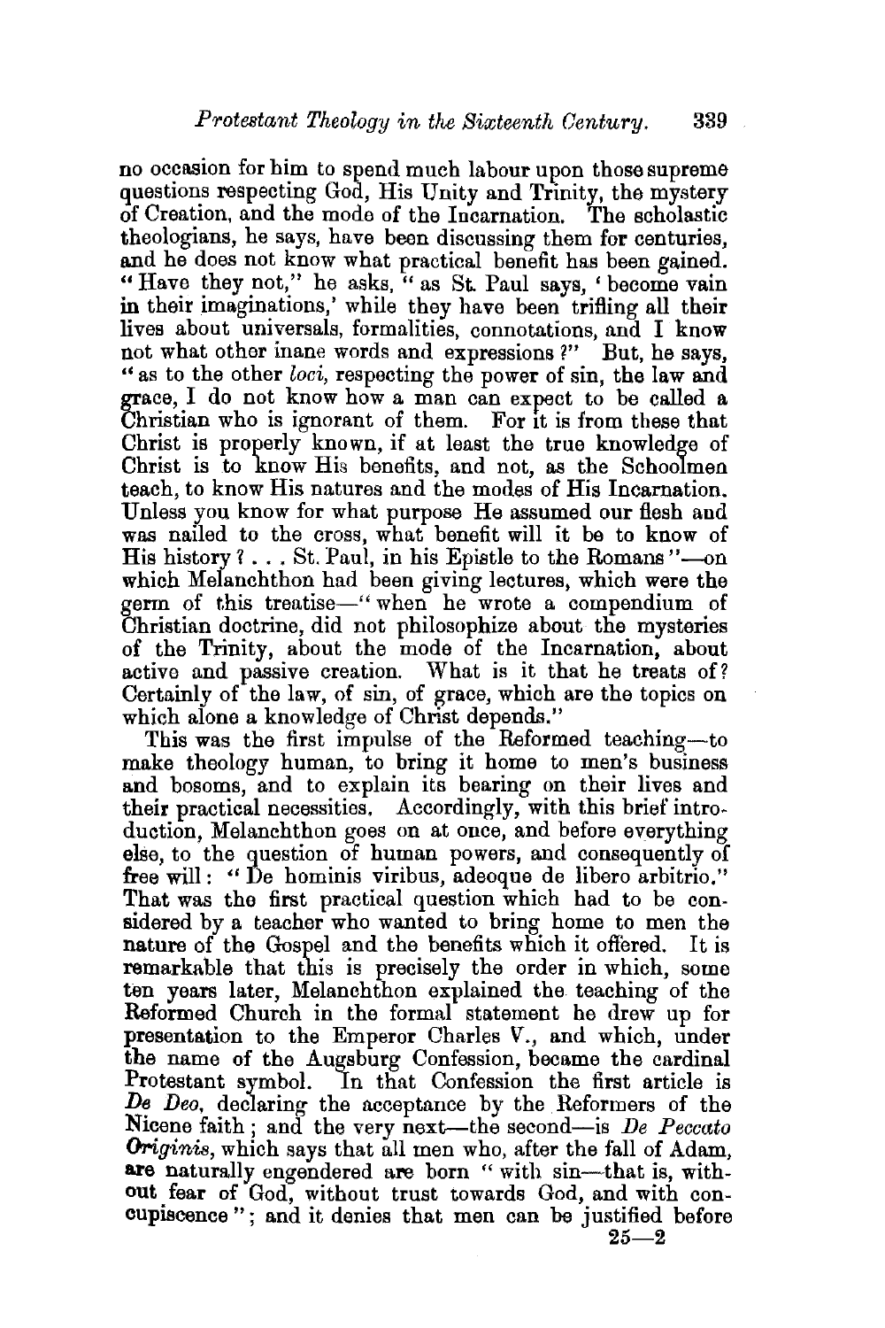no occasion for him to spend much labour upon those supreme questions respecting God, His Unity and Trinity, the mystery of Creation, and the mode of the Incarnation. The scholastic theologians, he says, have been discussing them for centuries, and he does not know what practical benefit has been gained. "Have they not," he asks, "as St. Paul says, 'become vain in their imaginations,' while they have been trifling all their lives about universals, formalities, connotations, and I know not what other inane words and expressions?" But, he says, "as to the other *loci*, respecting the power of sin, the law and grace, I do not know how a man can expect to be called a Christian who is ignorant of them. For it is from these that Christ is properly known, if at least the true knowledge of Christ is to know His benefits, and not, as the Schoolmen teach, to know His natures and the modes of His Incarnation. Unless you know for what purpose He assumed our flesh and was nailed to the cross, what benefit will it be to know of His history? . . . St. Paul, in his Epistle to the Romans"—on which Melanchthon had been giving lectures, which were the germ of this treatise—"when he wrote a compendium of Christian doctrine, did not philosophize about the mysteries of the Trinity, about the mode of the Incarnation, about active and passive creation. What is it that he treats of? Certainly of the law, of sin, of grace, which are the topics on which alone a knowledge of Christ depends."

This was the first impulse of the Reformed teaching—to make theology human, to bring it home to men's business and bosoms, and to explain its bearing on their lives and their practical necessities. Accordingly, with this brief introduction, Melanchthon goes on at once, and before everything else, to the question of human powers, and consequently of free will: "De hominis viribus, adeoque de libero arbitrio." That was the first practical question which had to be considered by a teacher who wanted to bring home to men the nature of the Gospel and the benefits which it offered. It is remarkable that this is precisely the order in which, some ten years later, Melanchthon explained the teaching of the Reformed Church in the formal statement he drew up for presentation to the Emperor Charles V., and which, under the name of the Augsburg Confession, became the cardinal Protestant symbol. In that Confession the first article is *De Deo*, declaring the acceptance by the Reformers of the Nicene faith; and the very next—the second—is *De Peccato Originis*, which says that all men who, after the fall of Adam, are naturally engendered are born "with sin—that is, without fear of God, without trust towards God, and with concupiscence"; and it denies that men can be justified before

25—2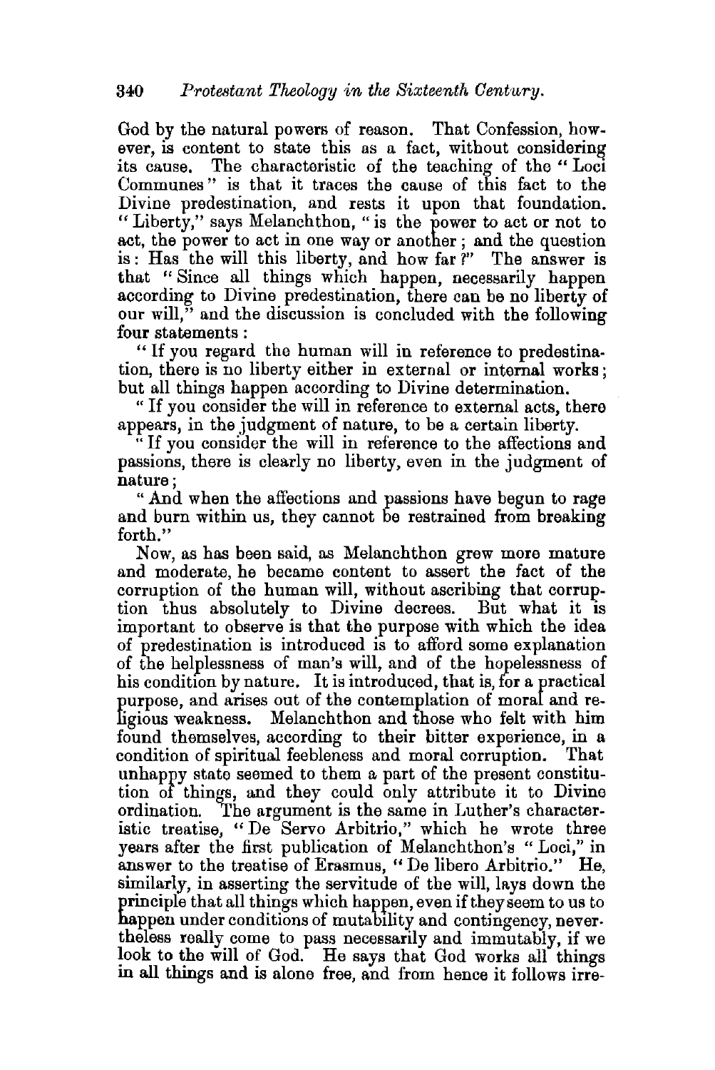God by the natural powers of reason. That Confession, however, is content to state this as a fact, without considering its cause. The characteristic of the teaching of the "Loci Communes" is that it traces the cause of this fact to the Divine predestination, and rests it upon that foundation. "Liberty," says Melanchthon, "is the power to act or not to act, the power to act in one way or another; and the question is: Has the will this liberty, and how far?" The answer is that "Since all things which happen, necessarily happen according to Divine predestination, there can be no liberty of our will," and the discussion is concluded with the following four statements:

"If you regard the human will in reference to predestination, there is no liberty either in external or internal works; but all things happen according to Divine determination.

"If you consider the will in reference to external acts, there appears, in the judgment of nature, to be a certain liberty.

"If you consider the will in reference to the affections and passions, there is clearly no liberty, even in the judgment of nature;

"And when the affections and passions have begun to rage and burn within us, they cannot be restrained from breaking forth."

Now, as has been said, as Melanchthon grew more mature and moderate, he became content to assert the fact of the corruption of the human will, without ascribing that corruption thus absolutely to Divine decrees. But what it is important to observe is that the purpose with which the idea of predestination is introduced is to afford some explanation of the helplessness of man's will, and of the hopelessness of his condition by nature. It is introduced, that is, for a practical purpose, and arises out of the contemplation of moral and religious weakness. Melanchthon and those who felt with him found themselves, according to their bitter experience, in a condition of spiritual feebleness and moral corruption. That unhappy state seemed to them a part of the present constitution of things, and they could only attribute it to Divine ordination. The argument is the same in Luther's characteristic treatise, "De Servo Arbitrio," which he wrote three years after the first publication of Melanchthon's "Loci," in answer to the treatise of Erasmus, "De libero Arbitrio." He, similarly, in asserting the servitude of the will, lays down the principle that all things which happen, even if they seem to us to happen under conditions of mutability and contingency, nevertheless really come to pass necessarily and immutably, if we look to the will of God. He says that God works all things in all things and is alone free, and from hence it follows irre-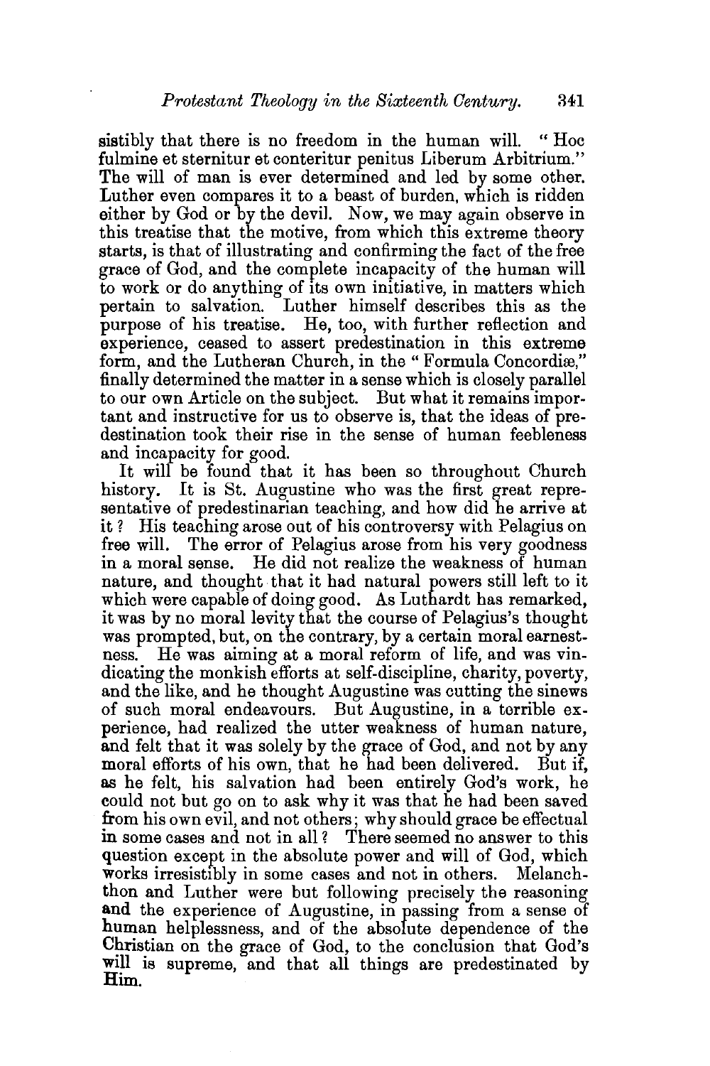sistibly that there is no freedom in the human will. "Hoc fulmine et sternitur et conteritur penitus Liberum Arbitrium." The will of man is ever determined and led by some other. Luther even compares it to a beast of burden, which is ridden either by God or by the devil. Now, we may again observe in this treatise that the motive, from which this extreme theory starts, is that of illustrating and confirming the fact of the free grace of God, and the complete incapacity of the human will to work or do anything of its own initiative, in matters which pertain to salvation. Luther himself describes this as the purpose of his treatise. He, too, with further reflection and experience, ceased to assert predestination in this extreme form, and the Lutheran Church, in the "Formula Concordiæ," finally determined the matter in a sense which is closely parallel to our own Article on the subject. But what it remains important and instructive for us to observe is, that the ideas of predestination took their rise in the sense of human feebleness and incapacity for good.

It will be found that it has been so throughout Church history. It is St. Augustine who was the first great representative of predestinarian teaching, and how did he arrive at it? His teaching arose out of his controversy with Pelagius on free will. The error of Pelagius arose from his very goodness in a moral sense. He did not realize the weakness of human nature, and thought that it had natural powers still left to it which were capable of doing good. As Luthardt has remarked, it was by no moral levity that the course of Pelagius's thought was prompted, but, on the contrary, by a certain moral earnestness. He was aiming at a moral reform of life, and was vindicating the monkish efforts at self-discipline, charity, poverty, and the like, and he thought Augustine was cutting the sinews of such moral endeavours. But Augustine, in a terrible experience, had realized the utter weakness of human nature, and felt that it was solely by the grace of God, and not by any moral efforts of his own, that he had been delivered. But if, as he felt, his salvation had been entirely God's work, he could not but go on to ask why it was that he had been saved from his own evil, and not others; why should grace be effectual in some cases and not in all? There seemed no answer to this question except in the absolute power and will of God, which works irresistibly in some cases and not in others. Melanchthon and Luther were but following precisely the reasoning and the experience of Augustine, in passing from a sense of human helplessness, and of the absolute dependence of the Christian on the grace of God, to the conclusion that God's will is supreme, and that all things are predestinated by Him.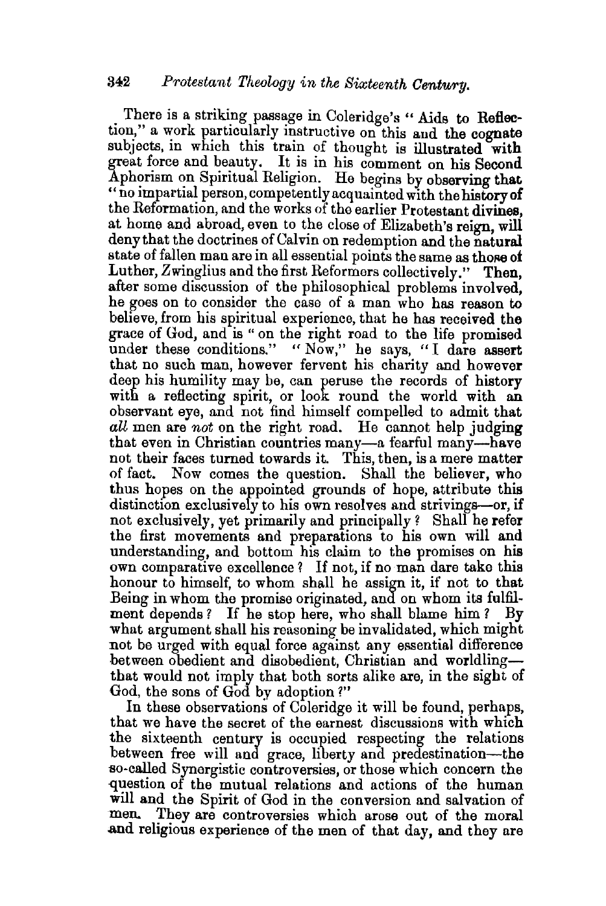There is a striking passage in Coleridge's "Aids to Reflection," a work particularly instructive on this and the cognate subjects, in which this train of thought is illustrated with great force and beauty. It is in his comment on his Second Aphorism on Spiritual Religion. He begins by observing that "no impartial person, competently acquainted with the history of the Reformation, and the works of the earlier Protestant divines, at home and abroad, even to the close of Elizabeth's reign, will deny that the doctrines of Calvin on redemption and the natural state of fallen man are in all essential points the same as those of Luther, Zwinglius and the first Reformers collectively." Then, after some discussion of the philosophical problems involved, he goes on to consider the case of a man who has reason to believe, from his spiritual experience, that he has received the grace of God, and is "on the right road to the life promised under these conditions." "Now," he says, "I dare assert that no such man, however fervent his charity and however deep his humility may be, can peruse the records of history with a reflecting spirit, or look round the world with an observant eye, and not find himself compelled to admit that *all* men are *not* on the right road. He cannot help judging that even in Christian countries many—a fearful many—have not their faces turned towards it. This, then, is a mere matter of fact. Now comes the question. Shall the believer, who thus hopes on the appointed grounds of hope, attribute this distinction exclusively to his own resolves and strivings—or, if not exclusively, yet primarily and principally? Shall he refer the first movements and preparations to his own will and understanding, and bottom his claim to the promises on his own comparative excellence? If not, if no man dare take this honour to himself, to whom shall he assign it, if not to that Being in whom the promise originated, and on whom its fulfilment depends? If he stop here, who shall blame him? By what argument shall his reasoning be invalidated, which might not be urged with equal force against any essential difference between obedient and disobedient, Christian and worldling—that would not imply that both sorts alike are, in the sight of God, the sons of God by adoption?"

In these observations of Coleridge it will be found, perhaps, that we have the secret of the earnest discussions with which the sixteenth century is occupied respecting the relations between free will and grace, liberty and predestination—the so-called Synergistic controversies, or those which concern the question of the mutual relations and actions of the human will and the Spirit of God in the conversion and salvation of men. They are controversies which arose out of the moral and religious experience of the men of that day, and they are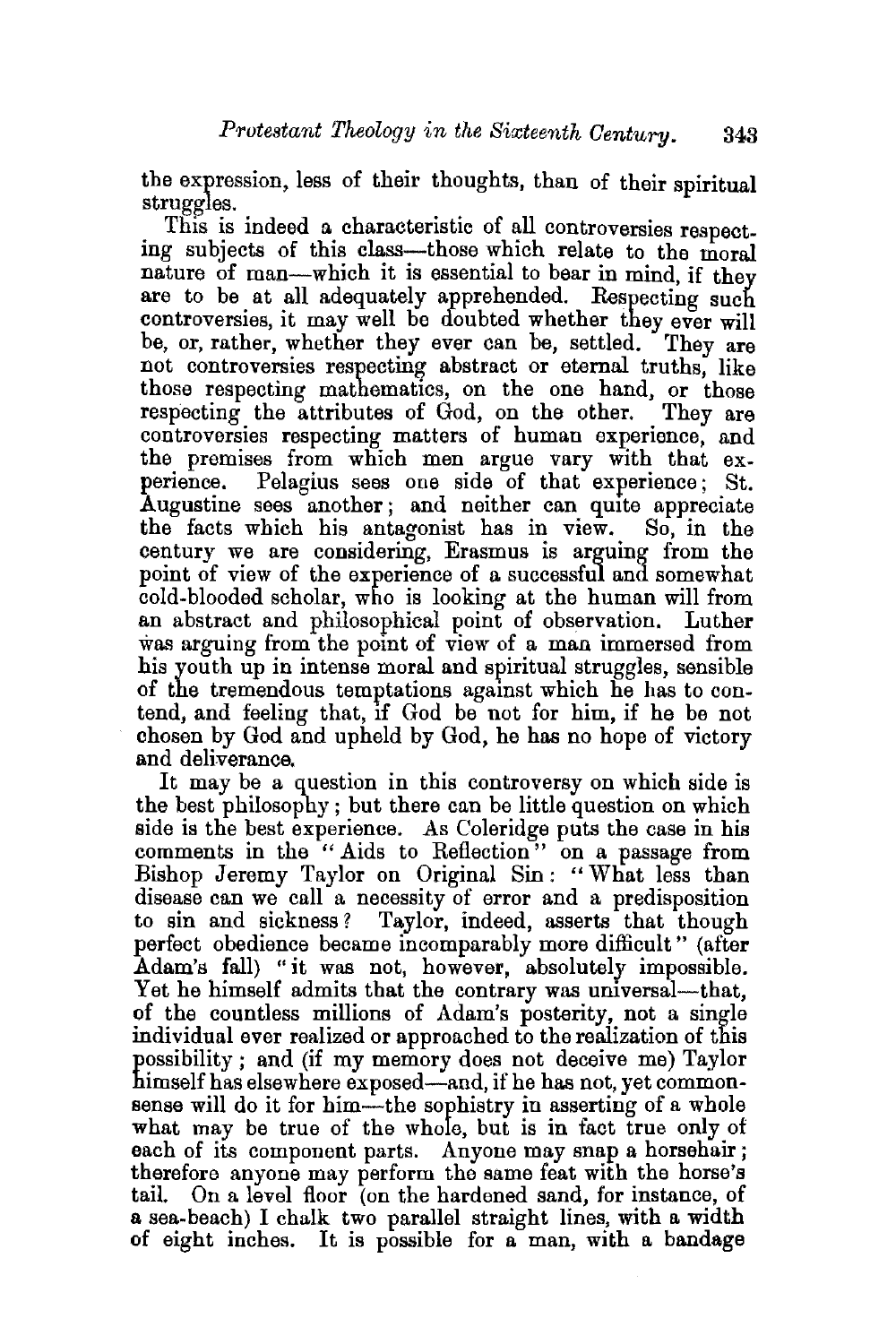the expression, less of their thoughts, than of their spiritual struggles.

This is indeed a characteristic of all controversies respecting subjects of this class—those which relate to the moral nature of man—which it is essential to bear in mind, if they are to be at all adequately apprehended. Respecting such controversies, it may well be doubted whether they ever will be, or, rather, whether they ever can be, settled. They are not controversies respecting abstract or eternal truths, like those respecting mathematics, on the one hand, or those respecting the attributes of God, on the other. They are controversies respecting matters of human experience, and the premises from which men argue vary with that experience. Pelagius sees one side of that experience; St. Augustine sees another; and neither can quite appreciate the facts which his antagonist has in view. So, in the century we are considering, Erasmus is arguing from the point of view of the experience of a successful and somewhat cold-blooded scholar, who is looking at the human will from an abstract and philosophical point of observation. Luther was arguing from the point of view of a man immersed from his youth up in intense moral and spiritual struggles, sensible of the tremendous temptations against which he has to contend, and feeling that, if God be not for him, if he be not chosen by God and upheld by God, he has no hope of victory and deliverance.

It may be a question in this controversy on which side is the best philosophy; but there can be little question on which side is the best experience. As Coleridge puts the case in his comments in the "Aids to Reflection" on a passage from Bishop Jeremy Taylor on Original Sin: "What less than disease can we call a necessity of error and a predisposition to sin and sickness? Taylor, indeed, asserts that though perfect obedience became incomparably more difficult" (after Adam's fall) "it was not, however, absolutely impossible. Yet he himself admits that the contrary was universal—that, of the countless millions of Adam's posterity, not a single individual ever realized or approached to the realization of this possibility; and (if my memory does not deceive me) Taylor himself has elsewhere exposed—and, if he has not, yet commonsense will do it for him—the sophistry in asserting of a whole what may be true of the whole, but is in fact true only of each of its component parts. Anyone may snap a horsehair; therefore anyone may perform the same feat with the horse's tail. On a level floor (on the hardened sand, for instance, of a sea-beach) I chalk two parallel straight lines, with a width of eight inches. It is possible for a man, with a bandage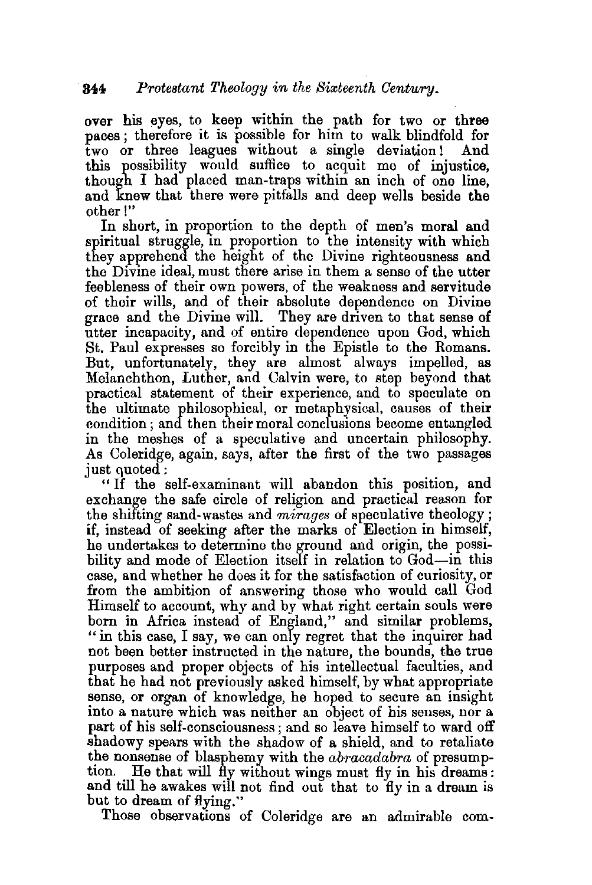over his eyes, to keep within the path for two or three paces; therefore it is possible for him to walk blindfold for two or three leagues without a single deviation! And this possibility would suffice to acquit me of injustice, though I had placed man-traps within an inch of one line, and knew that there were pitfalls and deep wells beside the other!"

In short, in proportion to the depth of men's moral and spiritual struggle, in proportion to the intensity with which they apprehend the height of the Divine righteousness and the Divine ideal, must there arise in them a sense of the utter feebleness of their own powers, of the weakness and servitude of their wills, and of their absolute dependence on Divine grace and the Divine will. They are driven to that sense of utter incapacity, and of entire dependence upon God, which St. Paul expresses so forcibly in the Epistle to the Romans. But, unfortunately, they are almost always impelled, as Melanchthon, Luther, and Calvin were, to step beyond that practical statement of their experience, and to speculate on the ultimate philosophical, or metaphysical, causes of their condition; and then their moral conclusions become entangled in the meshes of a speculative and uncertain philosophy. As Coleridge, again, says, after the first of the two passages just quoted:

"If the self-examinant will abandon this position, and exchange the safe circle of religion and practical reason for the shifting sand-wastes and *mirages* of speculative theology; if, instead of seeking after the marks of Election in himself, he undertakes to determine the ground and origin, the possibility and mode of Election itself in relation to God—in this case, and whether he does it for the satisfaction of curiosity, or from the ambition of answering those who would call God Himself to account, why and by what right certain souls were born in Africa instead of England," and similar problems, "in this case, I say, we can only regret that the inquirer had not been better instructed in the nature, the bounds, the true purposes and proper objects of his intellectual faculties, and that he had not previously asked himself, by what appropriate sense, or organ of knowledge, he hoped to secure an insight into a nature which was neither an object of his senses, nor a part of his self-consciousness; and so leave himself to ward off shadowy spears with the shadow of a shield, and to retaliate the nonsense of blasphemy with the *abracadabra* of presumption. He that will fly without wings must fly in his dreams: and till he awakes will not find out that to fly in a dream is but to dream of flying."

Those observations of Coleridge are an admirable com-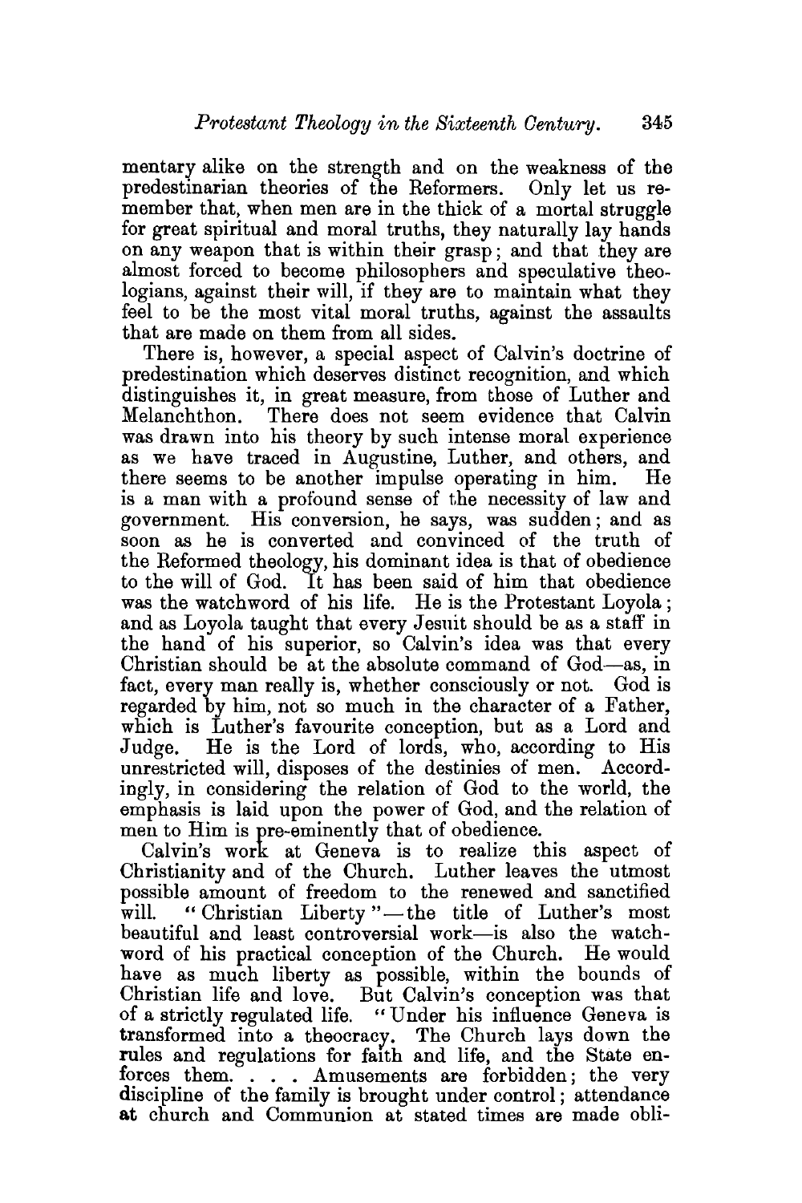mentary alike on the strength and on the weakness of the predestinarian theories of the Reformers. Only let us remember that, when men are in the thick of a mortal struggle for great spiritual and moral truths, they naturally lay hands on any weapon that is within their grasp; and that they are almost forced to become philosophers and speculative theologians, against their will, if they are to maintain what they feel to be the most vital moral truths, against the assaults that are made on them from all sides.

There is, however, a special aspect of Calvin's doctrine of predestination which deserves distinct recognition, and which distinguishes it, in great measure, from those of Luther and Melanchthon. There does not seem evidence that Calvin was drawn into his theory by such intense moral experience as we have traced in Augustine, Luther, and others, and there seems to be another impulse operating in him. He is a man with a profound sense of the necessity of law and government. His conversion, he says, was sudden; and as soon as he is converted and convinced of the truth of the Reformed theology, his dominant idea is that of obedience to the will of God. It has been said of him that obedience was the watchword of his life. He is the Protestant Loyola; and as Loyola taught that every Jesuit should be as a staff in the hand of his superior, so Calvin's idea was that every Christian should be at the absolute command of God—as, in fact, every man really is, whether consciously or not. God is regarded by him, not so much in the character of a Father, which is Luther's favourite conception, but as a Lord and Judge. He is the Lord of lords, who, according to His unrestricted will, disposes of the destinies of men. Accordingly, in considering the relation of God to the world, the emphasis is laid upon the power of God, and the relation of men to Him is pre-eminently that of obedience.

Calvin's work at Geneva is to realize this aspect of Christianity and of the Church. Luther leaves the utmost possible amount of freedom to the renewed and sanctified will. "Christian Liberty"—the title of Luther's most beautiful and least controversial work—is also the watchword of his practical conception of the Church. He would have as much liberty as possible, within the bounds of Christian life and love. But Calvin's conception was that of a strictly regulated life. "Under his influence Geneva is transformed into a theocracy. The Church lays down the rules and regulations for faith and life, and the State enforces them. . . . Amusements are forbidden; the very discipline of the family is brought under control; attendance at church and Communion at stated times are made obli-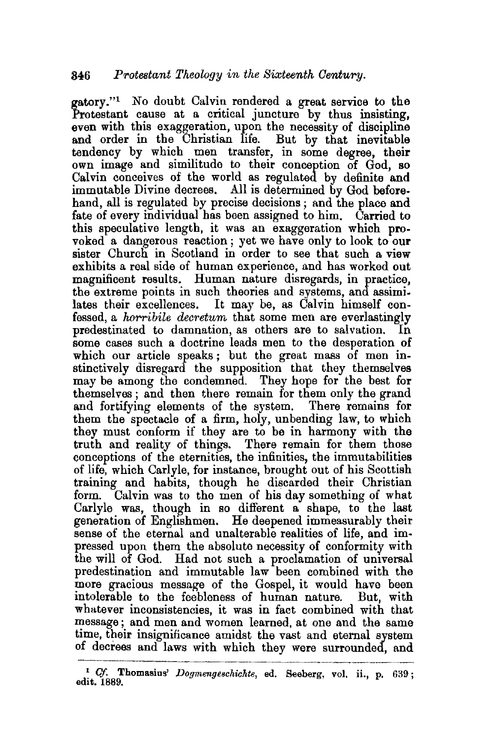gatory."[1] No doubt Calvin rendered a great service to the Protestant cause at a critical juncture by thus insisting, even with this exaggeration, upon the necessity of discipline and order in the Christian life. But by that inevitable tendency by which men transfer, in some degree, their own image and similitude to their conception of God, so Calvin conceives of the world as regulated by definite and immutable Divine decrees. All is determined by God beforehand, all is regulated by precise decisions; and the place and fate of every individual has been assigned to him. Carried to this speculative length, it was an exaggeration which provoked a dangerous reaction; yet we have only to look to our sister Church in Scotland in order to see that such a view exhibits a real side of human experience, and has worked out magnificent results. Human nature disregards, in practice, the extreme points in such theories and systems, and assimilates their excellences. It may be, as Calvin himself confessed, a *horribile decretum* that some men are everlastingly predestinated to damnation, as others are to salvation. In some cases such a doctrine leads men to the desperation of which our article speaks; but the great mass of men instinctively disregard the supposition that they themselves may be among the condemned. They hope for the best for themselves; and then there remain for them only the grand and fortifying elements of the system. There remains for them the spectacle of a firm, holy, unbending law, to which they must conform if they are to be in harmony with the truth and reality of things. There remain for them those conceptions of the eternities, the infinities, the immutabilities of life, which Carlyle, for instance, brought out of his Scottish training and habits, though he discarded their Christian form. Calvin was to the men of his day something of what Carlyle was, though in so different a shape, to the last generation of Englishmen. He deepened immeasurably their sense of the eternal and unalterable realities of life, and impressed upon them the absolute necessity of conformity with the will of God. Had not such a proclamation of universal predestination and immutable law been combined with the more gracious message of the Gospel, it would have been intolerable to the feebleness of human nature. But, with whatever inconsistencies, it was in fact combined with that message; and men and women learned, at one and the same time, their insignificance amidst the vast and eternal system of decrees and laws with which they were surrounded, and

---

[1] *Cf.* Thomasius' *Dogmengeschichte*, ed. Seeberg, vol. ii., p. 639; edit. 1889.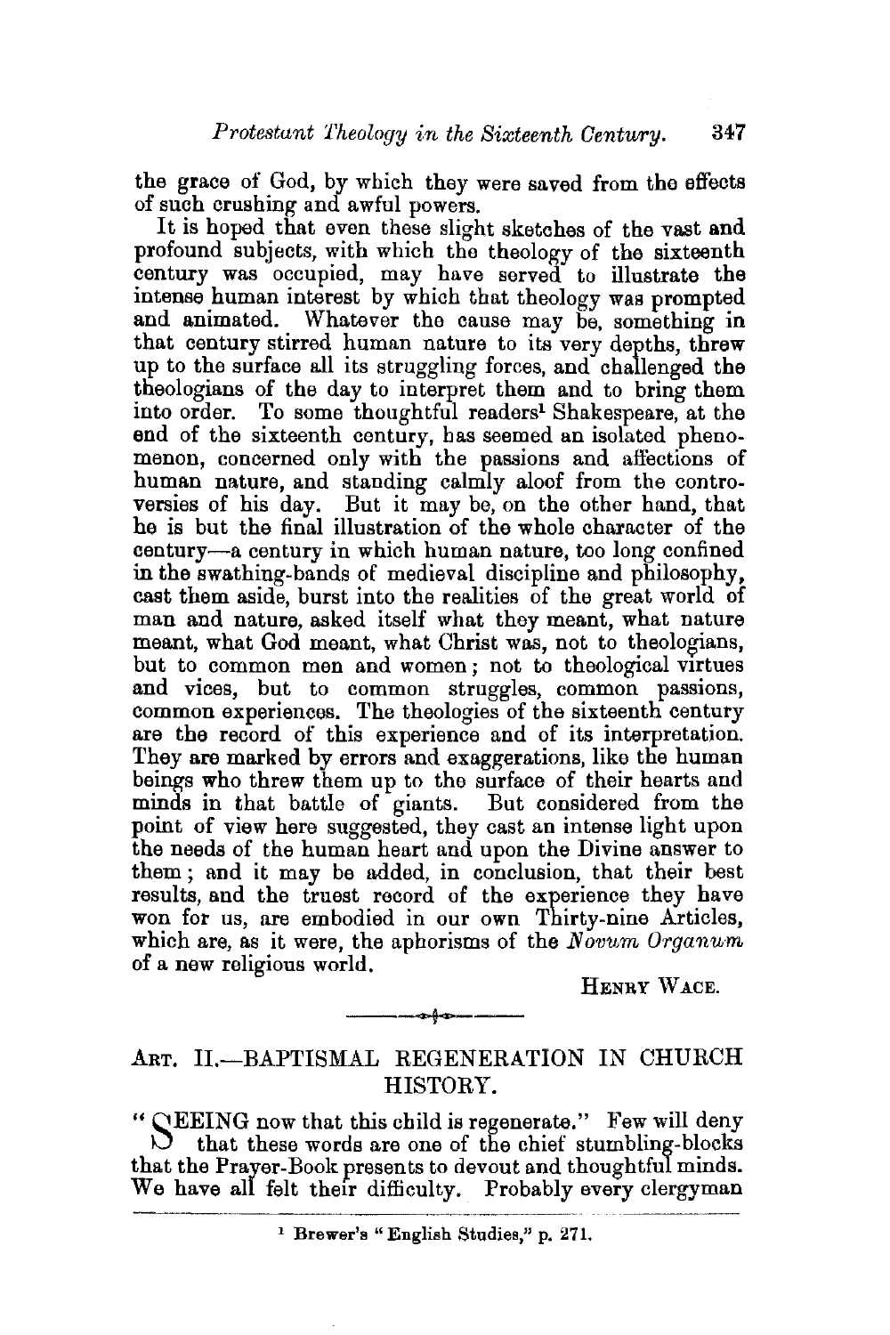the grace of God, by which they were saved from the effects of such crushing and awful powers.

It is hoped that even these slight sketches of the vast and profound subjects, with which the theology of the sixteenth century was occupied, may have served to illustrate the intense human interest by which that theology was prompted and animated. Whatever the cause may be, something in that century stirred human nature to its very depths, threw up to the surface all its struggling forces, and challenged the theologians of the day to interpret them and to bring them into order. To some thoughtful readers[1] Shakespeare, at the end of the sixteenth century, has seemed an isolated phenomenon, concerned only with the passions and affections of human nature, and standing calmly aloof from the controversies of his day. But it may be, on the other hand, that he is but the final illustration of the whole character of the century—a century in which human nature, too long confined in the swathing-bands of medieval discipline and philosophy, cast them aside, burst into the realities of the great world of man and nature, asked itself what they meant, what nature meant, what God meant, what Christ was, not to theologians, but to common men and women; not to theological virtues and vices, but to common struggles, common passions, common experiences. The theologies of the sixteenth century are the record of this experience and of its interpretation. They are marked by errors and exaggerations, like the human beings who threw them up to the surface of their hearts and minds in that battle of giants. But considered from the point of view here suggested, they cast an intense light upon the needs of the human heart and upon the Divine answer to them; and it may be added, in conclusion, that their best results, and the truest record of the experience they have won for us, are embodied in our own Thirty-nine Articles, which are, as it were, the aphorisms of the *Novum Organum* of a new religious world.

HENRY WACE.

---

## ART. II.—BAPTISMAL REGENERATION IN CHURCH HISTORY.

"SEEING now that this child is regenerate." Few will deny that these words are one of the chief stumbling-blocks that the Prayer-Book presents to devout and thoughtful minds. We have all felt their difficulty. Probably every clergyman

---

[1] Brewer's "English Studies," p. 271.